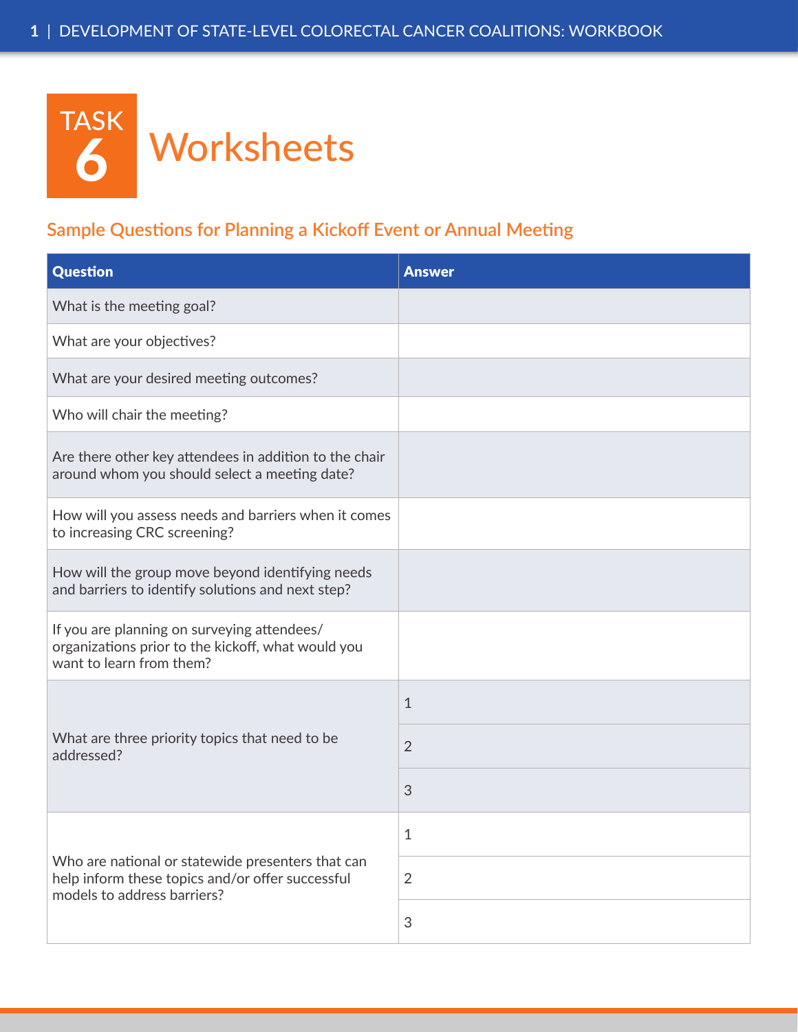# TASK 6 Worksheets

## Sample Questions for Planning a Kickoff Event or Annual Meeting

| Question | Answer |
|---|---|
| What is the meeting goal? | |
| What are your objectives? | |
| What are your desired meeting outcomes? | |
| Who will chair the meeting? | |
| Are there other key attendees in addition to the chair around whom you should select a meeting date? | |
| How will you assess needs and barriers when it comes to increasing CRC screening? | |
| How will the group move beyond identifying needs and barriers to identify solutions and next step? | |
| If you are planning on surveying attendees/ organizations prior to the kickoff, what would you want to learn from them? | |
| What are three priority topics that need to be addressed? | 1 |
| | 2 |
| | 3 |
| Who are national or statewide presenters that can help inform these topics and/or offer successful models to address barriers? | 1 |
| | 2 |
| | 3 |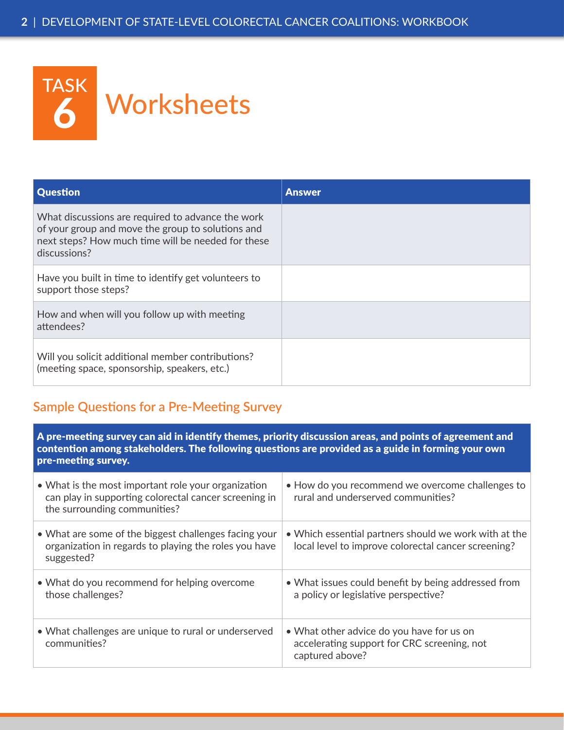# TASK 6 Worksheets

| Question | Answer |
|---|---|
| What discussions are required to advance the work of your group and move the group to solutions and next steps? How much time will be needed for these discussions? | |
| Have you built in time to identify get volunteers to support those steps? | |
| How and when will you follow up with meeting attendees? | |
| Will you solicit additional member contributions? (meeting space, sponsorship, speakers, etc.) | |

## Sample Questions for a Pre-Meeting Survey

| A pre-meeting survey can aid in identify themes, priority discussion areas, and points of agreement and contention among stakeholders. The following questions are provided as a guide in forming your own pre-meeting survey. | |
|---|---|
| • What is the most important role your organization can play in supporting colorectal cancer screening in the surrounding communities? | • How do you recommend we overcome challenges to rural and underserved communities? |
| • What are some of the biggest challenges facing your organization in regards to playing the roles you have suggested? | • Which essential partners should we work with at the local level to improve colorectal cancer screening? |
| • What do you recommend for helping overcome those challenges? | • What issues could benefit by being addressed from a policy or legislative perspective? |
| • What challenges are unique to rural or underserved communities? | • What other advice do you have for us on accelerating support for CRC screening, not captured above? |